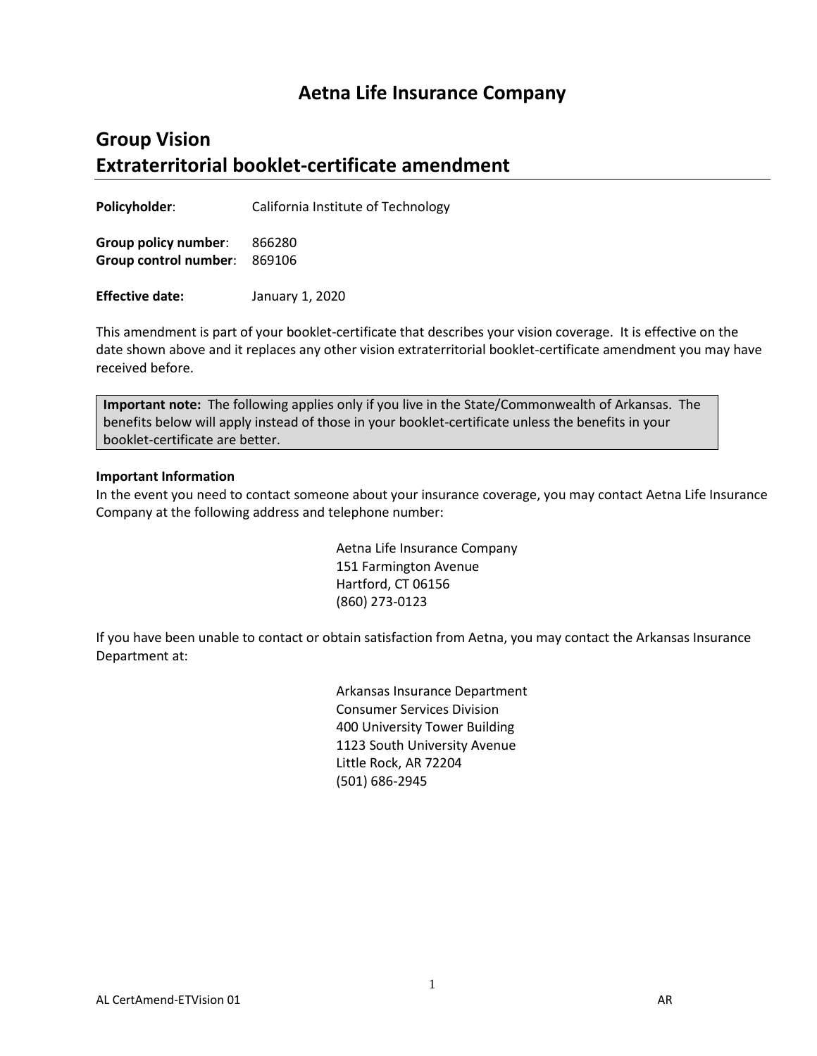# Aetna Life Insurance Company

## Group Vision
## Extraterritorial booklet-certificate amendment

**Policyholder**: California Institute of Technology

**Group policy number**: 866280
**Group control number**: 869106

**Effective date:** January 1, 2020

This amendment is part of your booklet-certificate that describes your vision coverage. It is effective on the date shown above and it replaces any other vision extraterritorial booklet-certificate amendment you may have received before.

> **Important note:** The following applies only if you live in the State/Commonwealth of Arkansas. The benefits below will apply instead of those in your booklet-certificate unless the benefits in your booklet-certificate are better.

**Important Information**
In the event you need to contact someone about your insurance coverage, you may contact Aetna Life Insurance Company at the following address and telephone number:

Aetna Life Insurance Company
151 Farmington Avenue
Hartford, CT 06156
(860) 273-0123

If you have been unable to contact or obtain satisfaction from Aetna, you may contact the Arkansas Insurance Department at:

Arkansas Insurance Department
Consumer Services Division
400 University Tower Building
1123 South University Avenue
Little Rock, AR 72204
(501) 686-2945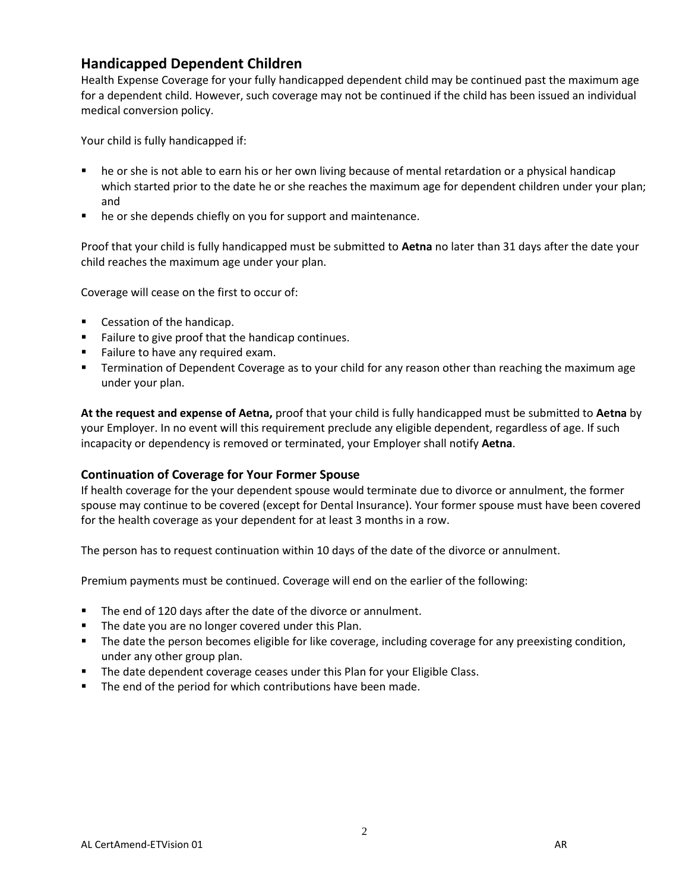## Handicapped Dependent Children

Health Expense Coverage for your fully handicapped dependent child may be continued past the maximum age for a dependent child. However, such coverage may not be continued if the child has been issued an individual medical conversion policy.

Your child is fully handicapped if:

- he or she is not able to earn his or her own living because of mental retardation or a physical handicap which started prior to the date he or she reaches the maximum age for dependent children under your plan; and
- he or she depends chiefly on you for support and maintenance.

Proof that your child is fully handicapped must be submitted to **Aetna** no later than 31 days after the date your child reaches the maximum age under your plan.

Coverage will cease on the first to occur of:

- Cessation of the handicap.
- Failure to give proof that the handicap continues.
- Failure to have any required exam.
- Termination of Dependent Coverage as to your child for any reason other than reaching the maximum age under your plan.

**At the request and expense of Aetna,** proof that your child is fully handicapped must be submitted to **Aetna** by your Employer. In no event will this requirement preclude any eligible dependent, regardless of age. If such incapacity or dependency is removed or terminated, your Employer shall notify **Aetna**.

### Continuation of Coverage for Your Former Spouse

If health coverage for the your dependent spouse would terminate due to divorce or annulment, the former spouse may continue to be covered (except for Dental Insurance). Your former spouse must have been covered for the health coverage as your dependent for at least 3 months in a row.

The person has to request continuation within 10 days of the date of the divorce or annulment.

Premium payments must be continued. Coverage will end on the earlier of the following:

- The end of 120 days after the date of the divorce or annulment.
- The date you are no longer covered under this Plan.
- The date the person becomes eligible for like coverage, including coverage for any preexisting condition, under any other group plan.
- The date dependent coverage ceases under this Plan for your Eligible Class.
- The end of the period for which contributions have been made.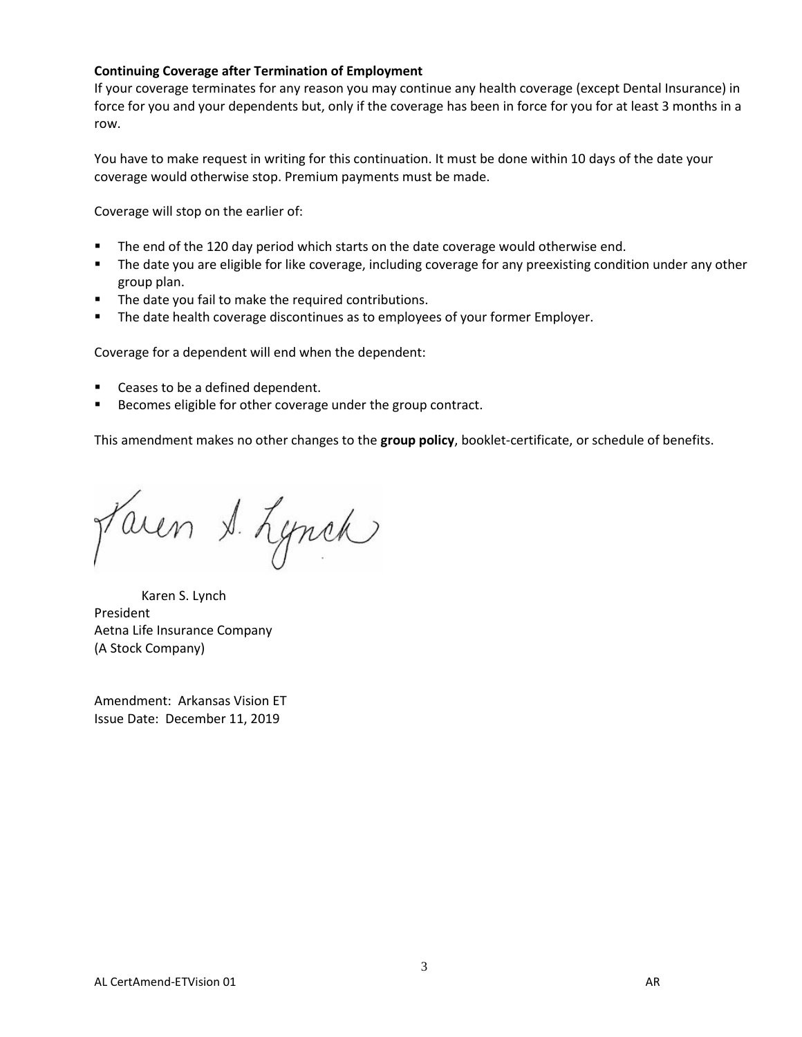**Continuing Coverage after Termination of Employment**

If your coverage terminates for any reason you may continue any health coverage (except Dental Insurance) in force for you and your dependents but, only if the coverage has been in force for you for at least 3 months in a row.

You have to make request in writing for this continuation. It must be done within 10 days of the date your coverage would otherwise stop. Premium payments must be made.

Coverage will stop on the earlier of:

- The end of the 120 day period which starts on the date coverage would otherwise end.
- The date you are eligible for like coverage, including coverage for any preexisting condition under any other group plan.
- The date you fail to make the required contributions.
- The date health coverage discontinues as to employees of your former Employer.

Coverage for a dependent will end when the dependent:

- Ceases to be a defined dependent.
- Becomes eligible for other coverage under the group contract.

This amendment makes no other changes to the **group policy**, booklet-certificate, or schedule of benefits.

Karen S. Lynch
President
Aetna Life Insurance Company
(A Stock Company)

Amendment: Arkansas Vision ET
Issue Date: December 11, 2019

AL CertAmend-ETVision 01 AR